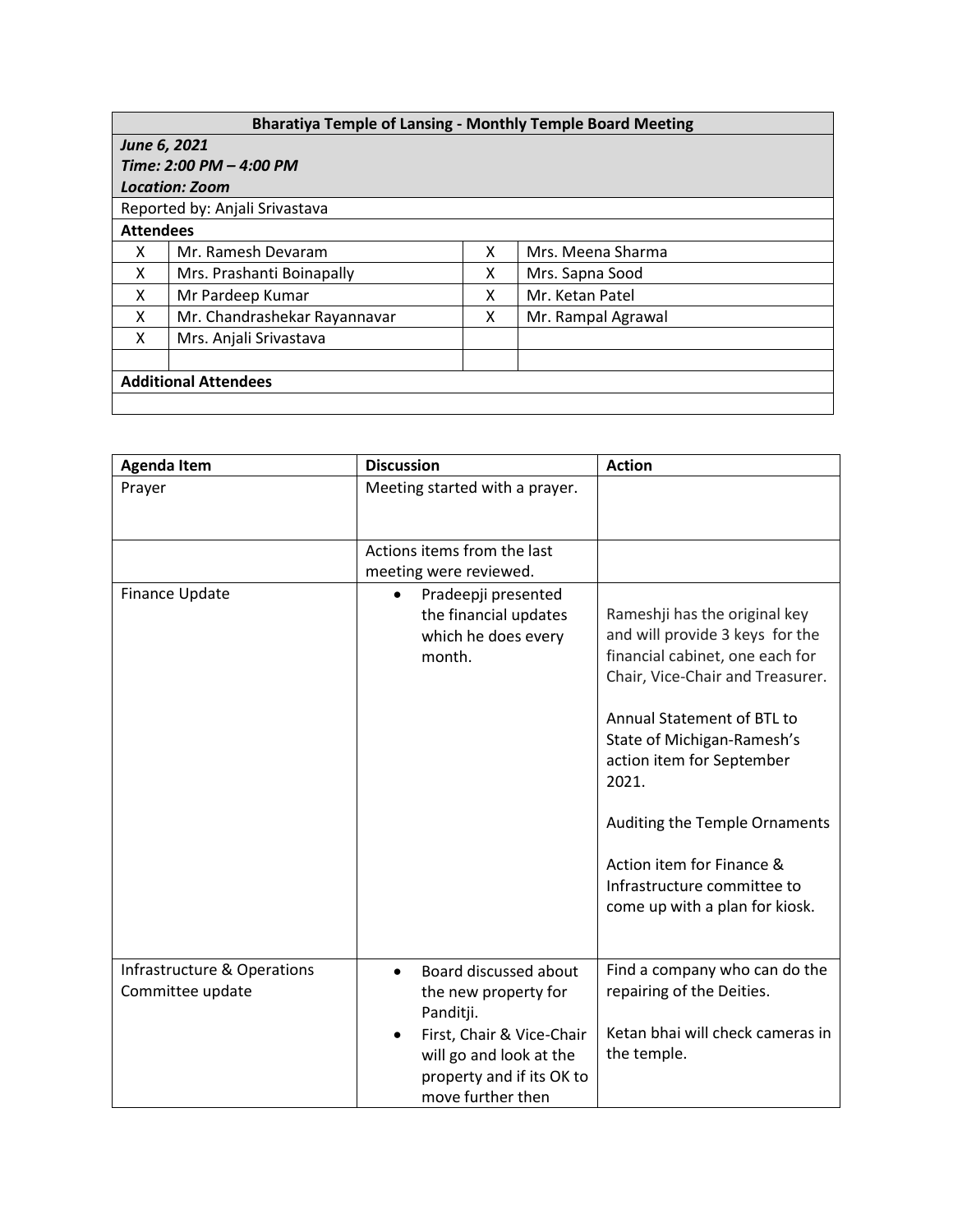| Bharatiya Temple of Lansing - Monthly Temple Board Meeting | | | |
|---|---|---|---|
| ***June 6, 2021*** | | | |
| ***Time: 2:00 PM – 4:00 PM*** | | | |
| ***Location: Zoom*** | | | |
| Reported by: Anjali Srivastava | | | |
| **Attendees** | | | |
| X | Mr. Ramesh Devaram | X | Mrs. Meena Sharma |
| X | Mrs. Prashanti Boinapally | X | Mrs. Sapna Sood |
| X | Mr Pardeep Kumar | X | Mr. Ketan Patel |
| X | Mr. Chandrashekar Rayannavar | X | Mr. Rampal Agrawal |
| X | Mrs. Anjali Srivastava | | |
| | | | |
| **Additional Attendees** | | | |
| | | | |

| Agenda Item | Discussion | Action |
|---|---|---|
| Prayer | Meeting started with a prayer. | |
| | Actions items from the last meeting were reviewed. | |
| Finance Update | • Pradeepji presented the financial updates which he does every month. | Rameshji has the original key and will provide 3 keys for the financial cabinet, one each for Chair, Vice-Chair and Treasurer.<br><br>Annual Statement of BTL to State of Michigan-Ramesh's action item for September 2021.<br><br>Auditing the Temple Ornaments<br><br>Action item for Finance & Infrastructure committee to come up with a plan for kiosk. |
| Infrastructure & Operations Committee update | • Board discussed about the new property for Panditji.<br>• First, Chair & Vice-Chair will go and look at the property and if its OK to move further then | Find a company who can do the repairing of the Deities.<br><br>Ketan bhai will check cameras in the temple. |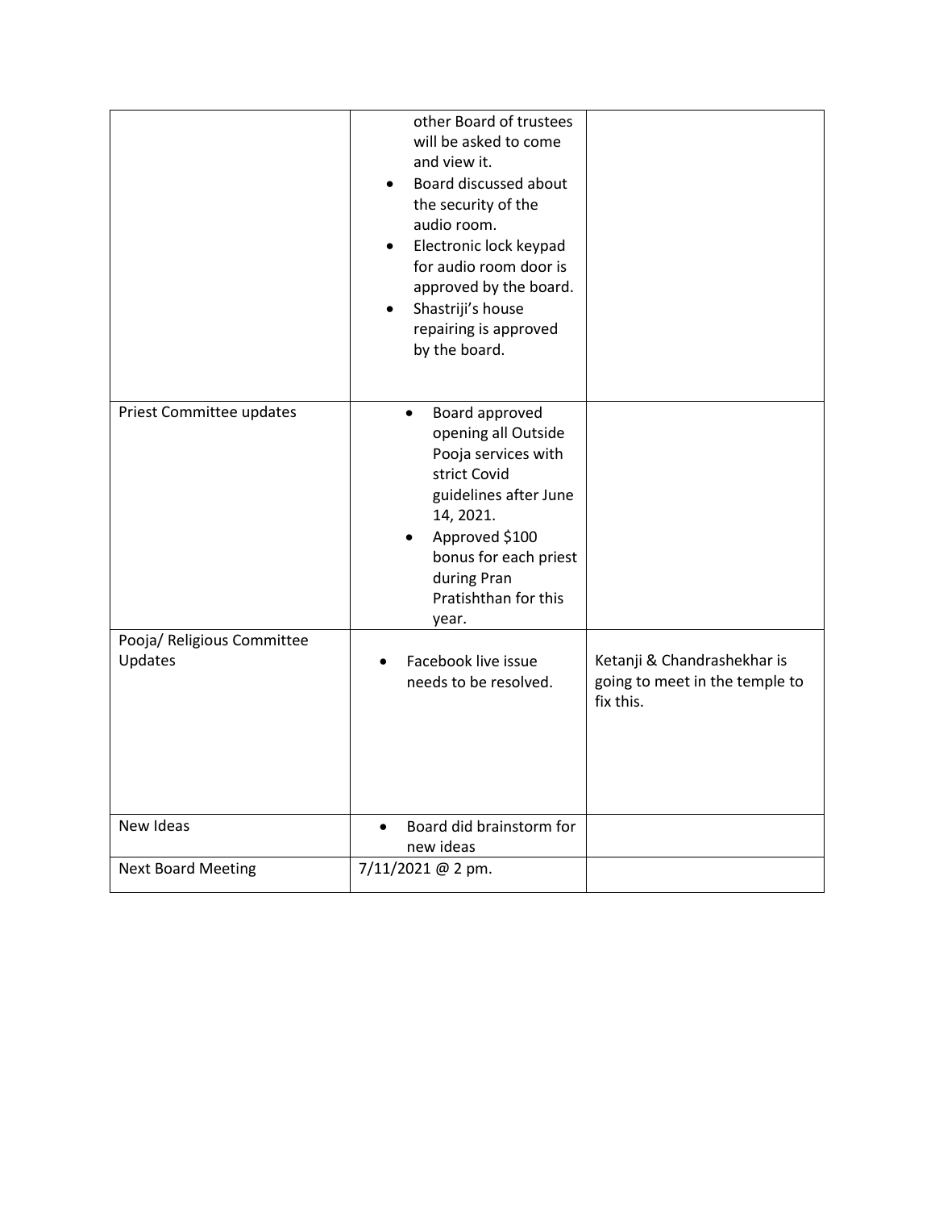| | | |
|---|---|---|
| | other Board of trustees will be asked to come and view it.<br>• Board discussed about the security of the audio room.<br>• Electronic lock keypad for audio room door is approved by the board.<br>• Shastriji's house repairing is approved by the board. | |
| Priest Committee updates | • Board approved opening all Outside Pooja services with strict Covid guidelines after June 14, 2021.<br>• Approved $100 bonus for each priest during Pran Pratishthan for this year. | |
| Pooja/ Religious Committee Updates | • Facebook live issue needs to be resolved. | Ketanji & Chandrashekhar is going to meet in the temple to fix this. |
| New Ideas | • Board did brainstorm for new ideas | |
| Next Board Meeting | 7/11/2021 @ 2 pm. | |